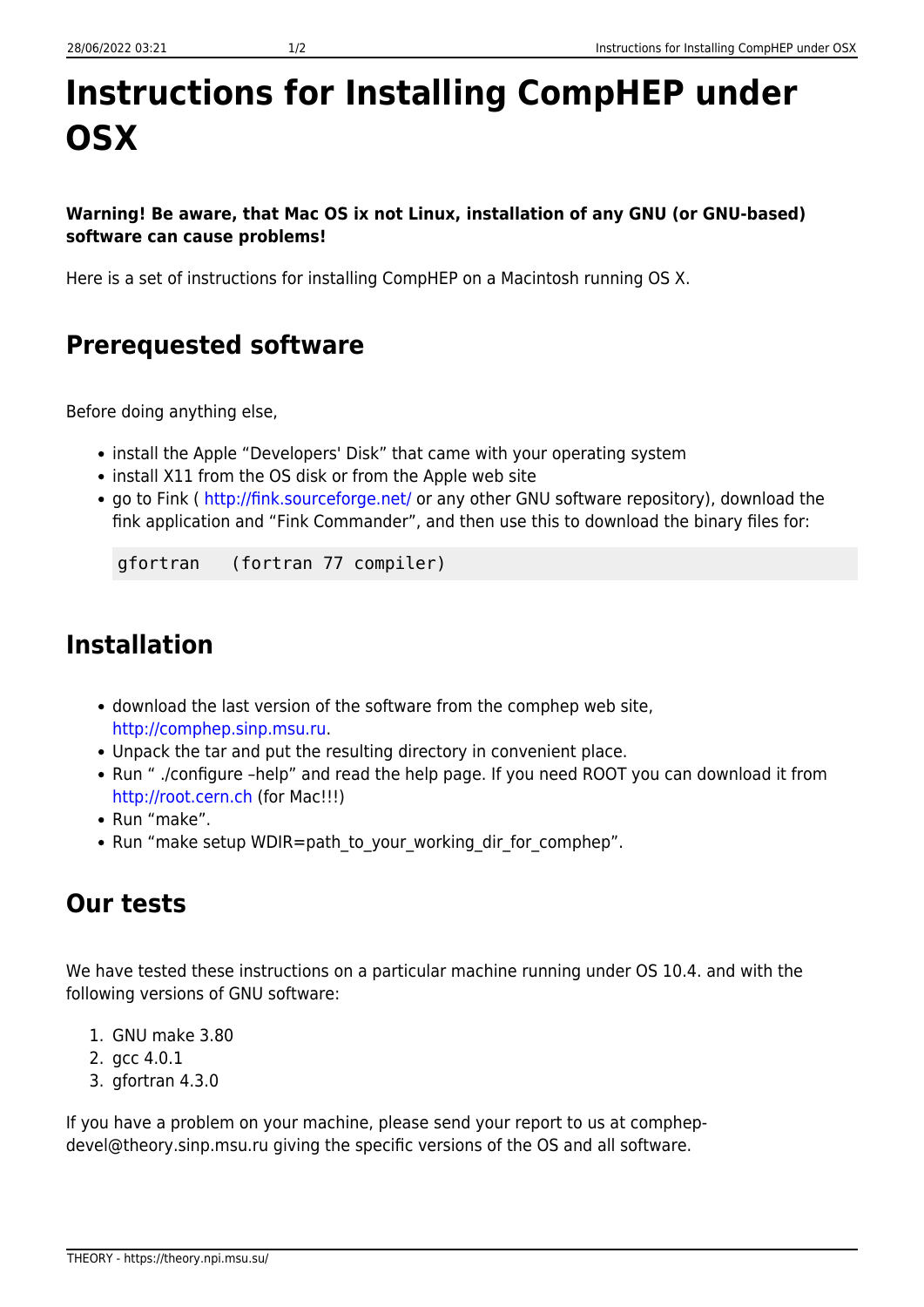# Instructions for Installing CompHEP under OSX

**Warning! Be aware, that Mac OS ix not Linux, installation of any GNU (or GNU-based) software can cause problems!**

Here is a set of instructions for installing CompHEP on a Macintosh running OS X.

## Prerequested software

Before doing anything else,

- install the Apple "Developers' Disk" that came with your operating system
- install X11 from the OS disk or from the Apple web site
- go to Fink ( http://fink.sourceforge.net/ or any other GNU software repository), download the fink application and "Fink Commander", and then use this to download the binary files for:

  ```
  gfortran   (fortran 77 compiler)
  ```

## Installation

- download the last version of the software from the comphep web site, http://comphep.sinp.msu.ru.
- Unpack the tar and put the resulting directory in convenient place.
- Run " ./configure –help" and read the help page. If you need ROOT you can download it from http://root.cern.ch (for Mac!!!)
- Run "make".
- Run "make setup WDIR=path_to_your_working_dir_for_comphep".

## Our tests

We have tested these instructions on a particular machine running under OS 10.4. and with the following versions of GNU software:

1. GNU make 3.80
2. gcc 4.0.1
3. gfortran 4.3.0

If you have a problem on your machine, please send your report to us at comphep-devel@theory.sinp.msu.ru giving the specific versions of the OS and all software.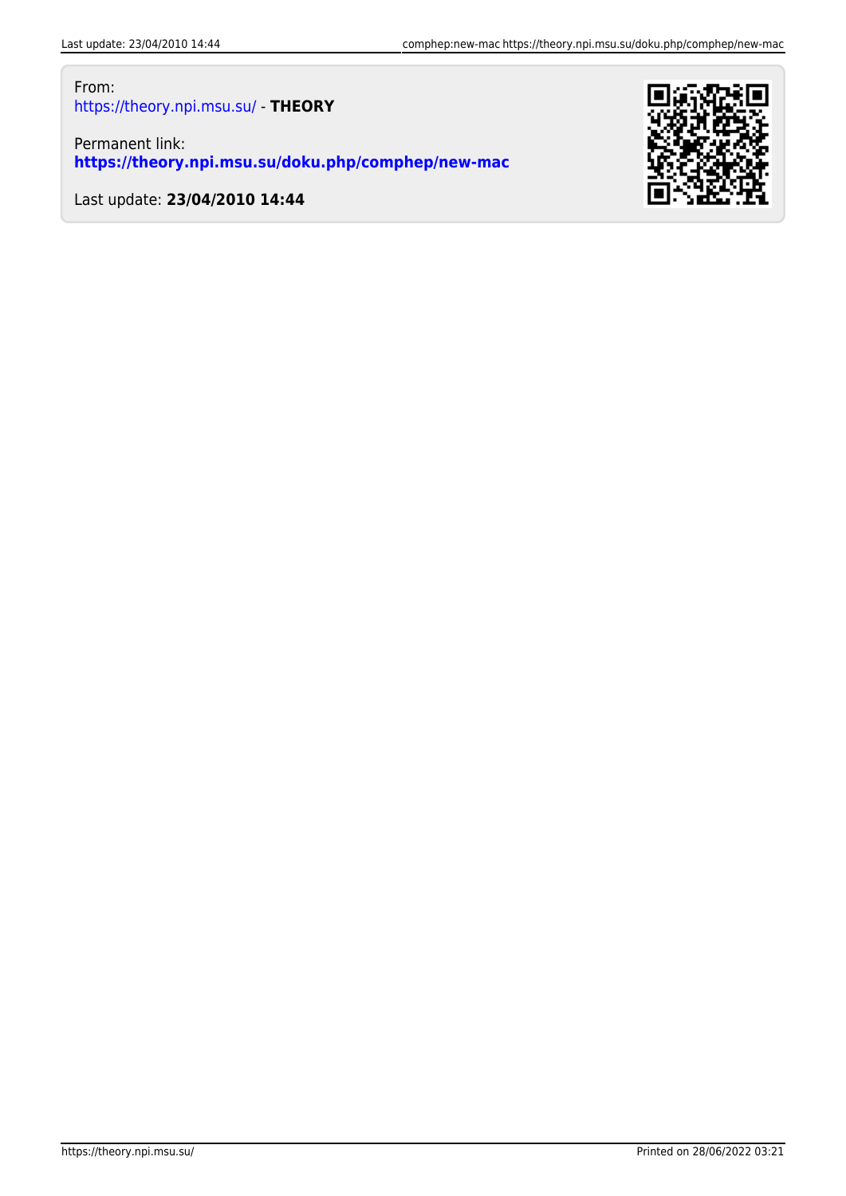From:
https://theory.npi.msu.su/ - **THEORY**

Permanent link:
**https://theory.npi.msu.su/doku.php/comphep/new-mac**

Last update: **23/04/2010 14:44**